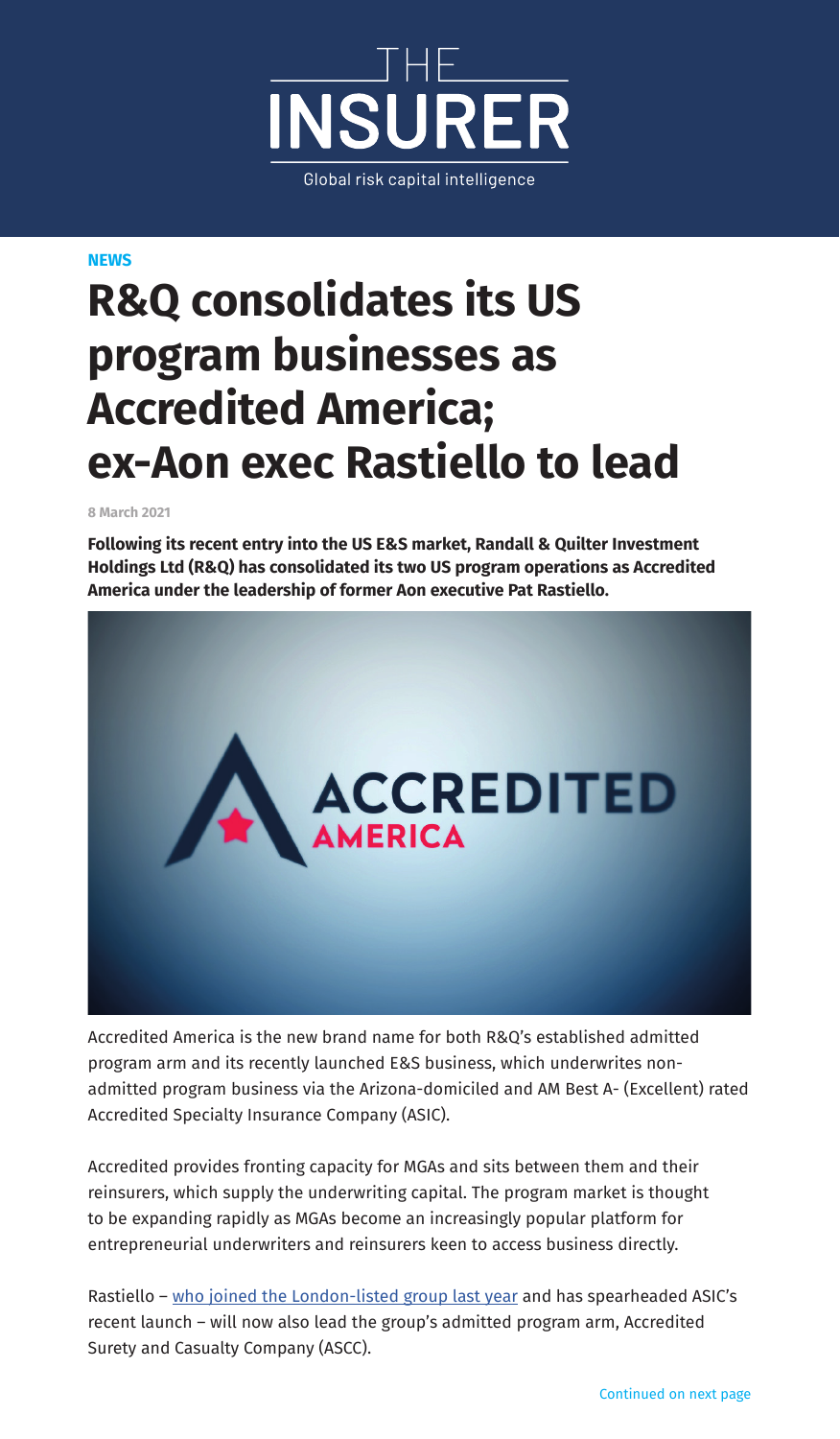NEWS

# R&Q consolidates its US program businesses as Accredited America; ex-Aon exec Rastiello to lead

8 March 2021

**Following its recent entry into the US E&S market, Randall & Quilter Investment Holdings Ltd (R&Q) has consolidated its two US program operations as Accredited America under the leadership of former Aon executive Pat Rastiello.**

Accredited America is the new brand name for both R&Q's established admitted program arm and its recently launched E&S business, which underwrites non-admitted program business via the Arizona-domiciled and AM Best A- (Excellent) rated Accredited Specialty Insurance Company (ASIC).

Accredited provides fronting capacity for MGAs and sits between them and their reinsurers, which supply the underwriting capital. The program market is thought to be expanding rapidly as MGAs become an increasingly popular platform for entrepreneurial underwriters and reinsurers keen to access business directly.

Rastiello – who joined the London-listed group last year and has spearheaded ASIC's recent launch – will now also lead the group's admitted program arm, Accredited Surety and Casualty Company (ASCC).

Continued on next page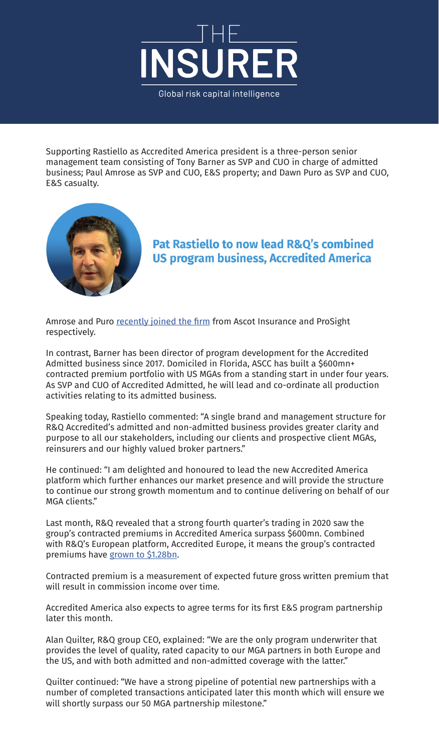Supporting Rastiello as Accredited America president is a three-person senior management team consisting of Tony Barner as SVP and CUO in charge of admitted business; Paul Amrose as SVP and CUO, E&S property; and Dawn Puro as SVP and CUO, E&S casualty.

**Pat Rastiello to now lead R&Q's combined US program business, Accredited America**

Amrose and Puro recently joined the firm from Ascot Insurance and ProSight respectively.

In contrast, Barner has been director of program development for the Accredited Admitted business since 2017. Domiciled in Florida, ASCC has built a $600mn+ contracted premium portfolio with US MGAs from a standing start in under four years. As SVP and CUO of Accredited Admitted, he will lead and co-ordinate all production activities relating to its admitted business.

Speaking today, Rastiello commented: "A single brand and management structure for R&Q Accredited's admitted and non-admitted business provides greater clarity and purpose to all our stakeholders, including our clients and prospective client MGAs, reinsurers and our highly valued broker partners."

He continued: "I am delighted and honoured to lead the new Accredited America platform which further enhances our market presence and will provide the structure to continue our strong growth momentum and to continue delivering on behalf of our MGA clients."

Last month, R&Q revealed that a strong fourth quarter's trading in 2020 saw the group's contracted premiums in Accredited America surpass $600mn. Combined with R&Q's European platform, Accredited Europe, it means the group's contracted premiums have grown to $1.28bn.

Contracted premium is a measurement of expected future gross written premium that will result in commission income over time.

Accredited America also expects to agree terms for its first E&S program partnership later this month.

Alan Quilter, R&Q group CEO, explained: "We are the only program underwriter that provides the level of quality, rated capacity to our MGA partners in both Europe and the US, and with both admitted and non-admitted coverage with the latter."

Quilter continued: "We have a strong pipeline of potential new partnerships with a number of completed transactions anticipated later this month which will ensure we will shortly surpass our 50 MGA partnership milestone."